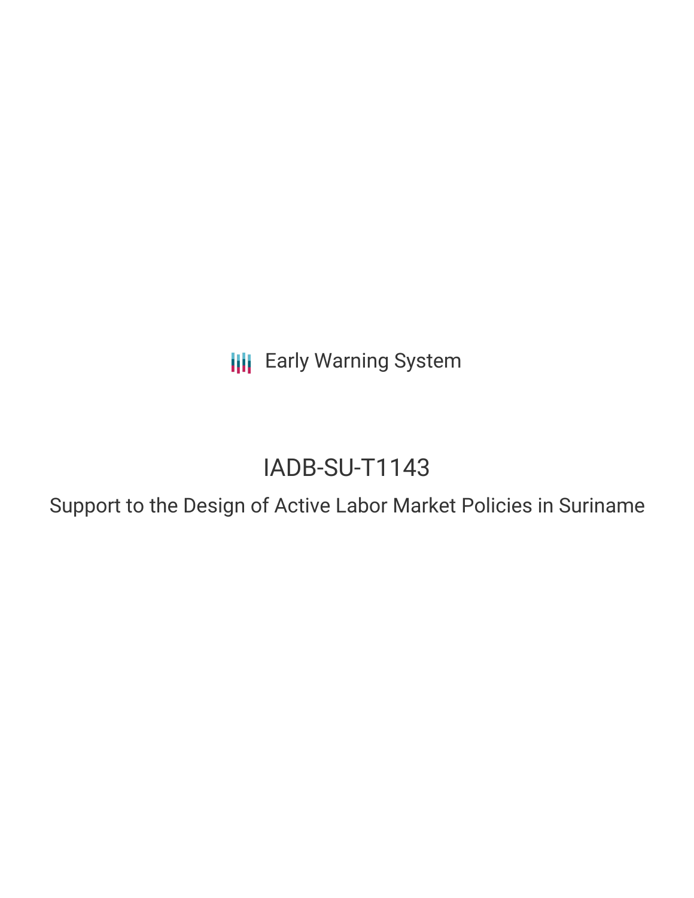Early Warning System

# IADB-SU-T1143

## Support to the Design of Active Labor Market Policies in Suriname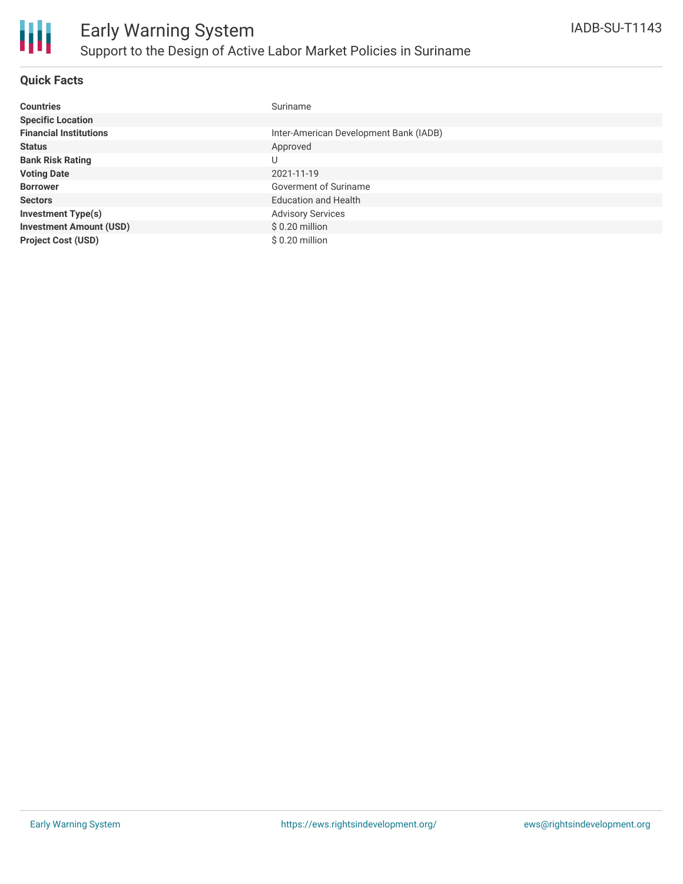# Early Warning System

## Support to the Design of Active Labor Market Policies in Suriname

IADB-SU-T1143

### Quick Facts

| | |
|---|---|
| **Countries** | Suriname |
| **Specific Location** | |
| **Financial Institutions** | Inter-American Development Bank (IADB) |
| **Status** | Approved |
| **Bank Risk Rating** | U |
| **Voting Date** | 2021-11-19 |
| **Borrower** | Goverment of Suriname |
| **Sectors** | Education and Health |
| **Investment Type(s)** | Advisory Services |
| **Investment Amount (USD)** | $ 0.20 million |
| **Project Cost (USD)** | $ 0.20 million |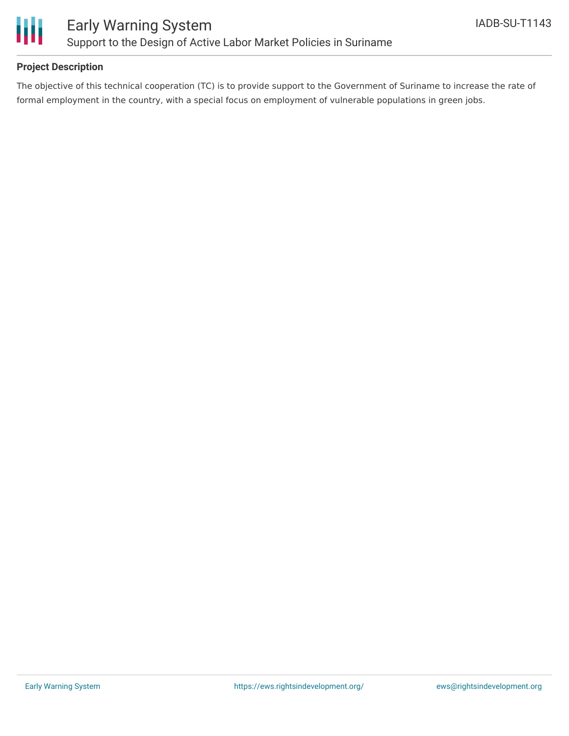## Project Description

The objective of this technical cooperation (TC) is to provide support to the Government of Suriname to increase the rate of formal employment in the country, with a special focus on employment of vulnerable populations in green jobs.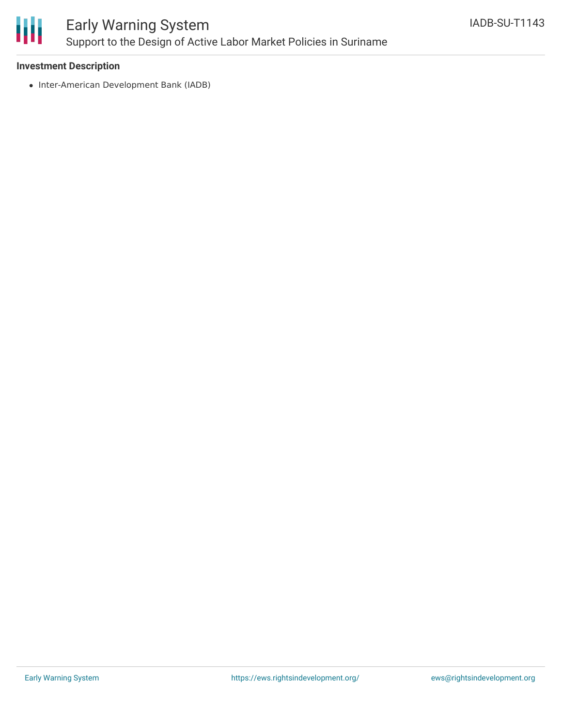### Investment Description

- Inter-American Development Bank (IADB)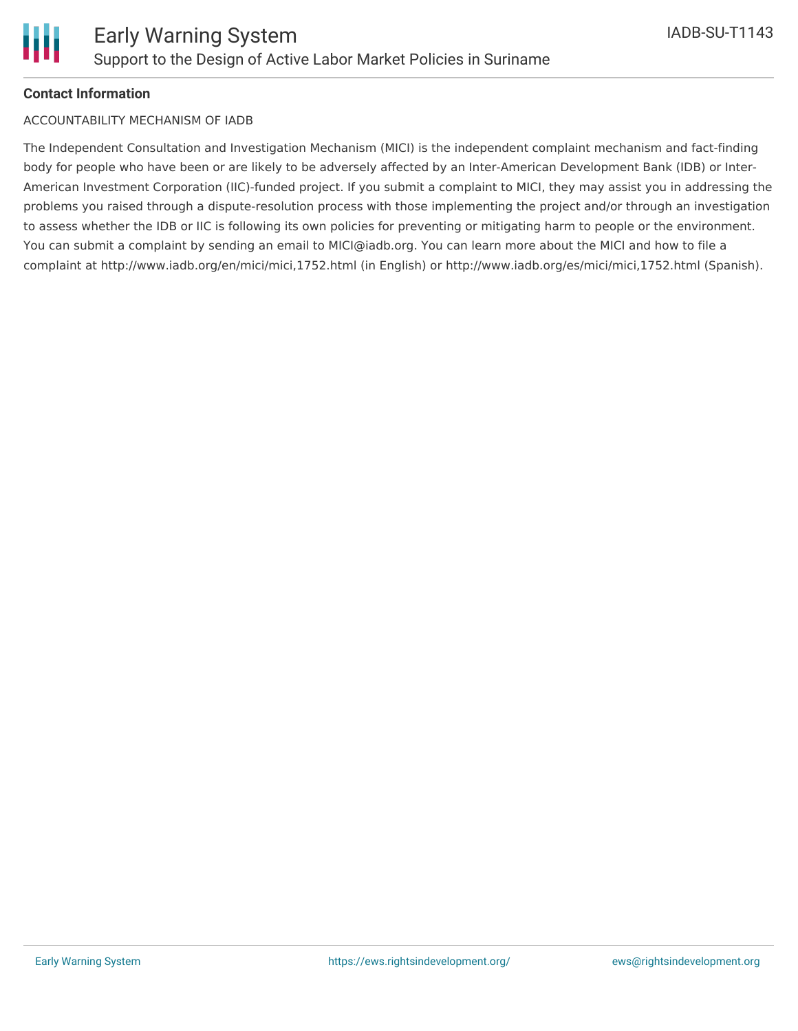**Contact Information**

ACCOUNTABILITY MECHANISM OF IADB

The Independent Consultation and Investigation Mechanism (MICI) is the independent complaint mechanism and fact-finding body for people who have been or are likely to be adversely affected by an Inter-American Development Bank (IDB) or Inter-American Investment Corporation (IIC)-funded project. If you submit a complaint to MICI, they may assist you in addressing the problems you raised through a dispute-resolution process with those implementing the project and/or through an investigation to assess whether the IDB or IIC is following its own policies for preventing or mitigating harm to people or the environment. You can submit a complaint by sending an email to MICI@iadb.org. You can learn more about the MICI and how to file a complaint at http://www.iadb.org/en/mici/mici,1752.html (in English) or http://www.iadb.org/es/mici/mici,1752.html (Spanish).